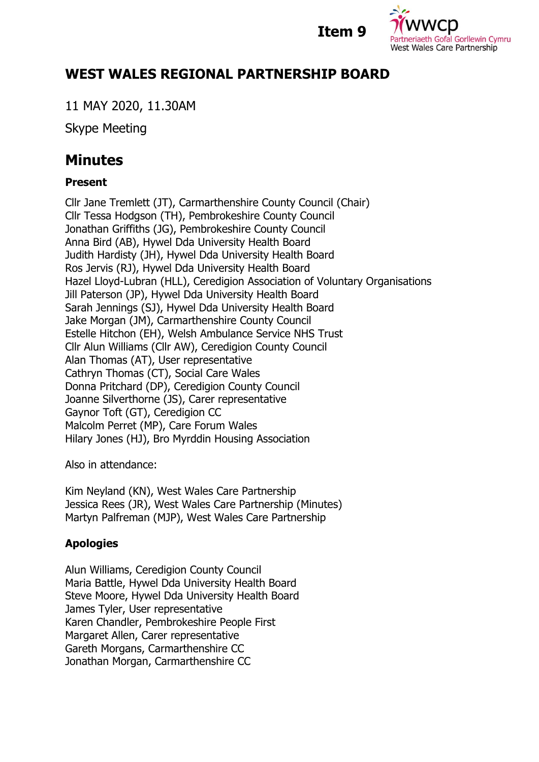**Item 9**

# WEST WALES REGIONAL PARTNERSHIP BOARD

11 MAY 2020, 11.30AM

Skype Meeting

## Minutes

### Present

Cllr Jane Tremlett (JT), Carmarthenshire County Council (Chair)
Cllr Tessa Hodgson (TH), Pembrokeshire County Council
Jonathan Griffiths (JG), Pembrokeshire County Council
Anna Bird (AB), Hywel Dda University Health Board
Judith Hardisty (JH), Hywel Dda University Health Board
Ros Jervis (RJ), Hywel Dda University Health Board
Hazel Lloyd-Lubran (HLL), Ceredigion Association of Voluntary Organisations
Jill Paterson (JP), Hywel Dda University Health Board
Sarah Jennings (SJ), Hywel Dda University Health Board
Jake Morgan (JM), Carmarthenshire County Council
Estelle Hitchon (EH), Welsh Ambulance Service NHS Trust
Cllr Alun Williams (Cllr AW), Ceredigion County Council
Alan Thomas (AT), User representative
Cathryn Thomas (CT), Social Care Wales
Donna Pritchard (DP), Ceredigion County Council
Joanne Silverthorne (JS), Carer representative
Gaynor Toft (GT), Ceredigion CC
Malcolm Perret (MP), Care Forum Wales
Hilary Jones (HJ), Bro Myrddin Housing Association

Also in attendance:

Kim Neyland (KN), West Wales Care Partnership
Jessica Rees (JR), West Wales Care Partnership (Minutes)
Martyn Palfreman (MJP), West Wales Care Partnership

### Apologies

Alun Williams, Ceredigion County Council
Maria Battle, Hywel Dda University Health Board
Steve Moore, Hywel Dda University Health Board
James Tyler, User representative
Karen Chandler, Pembrokeshire People First
Margaret Allen, Carer representative
Gareth Morgans, Carmarthenshire CC
Jonathan Morgan, Carmarthenshire CC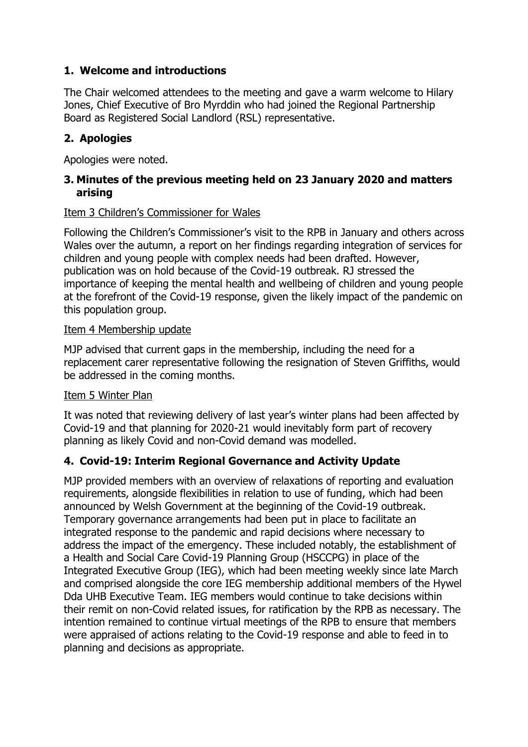## 1. Welcome and introductions

The Chair welcomed attendees to the meeting and gave a warm welcome to Hilary Jones, Chief Executive of Bro Myrddin who had joined the Regional Partnership Board as Registered Social Landlord (RSL) representative.

## 2. Apologies

Apologies were noted.

## 3. Minutes of the previous meeting held on 23 January 2020 and matters arising

Item 3 Children's Commissioner for Wales

Following the Children's Commissioner's visit to the RPB in January and others across Wales over the autumn, a report on her findings regarding integration of services for children and young people with complex needs had been drafted. However, publication was on hold because of the Covid-19 outbreak. RJ stressed the importance of keeping the mental health and wellbeing of children and young people at the forefront of the Covid-19 response, given the likely impact of the pandemic on this population group.

Item 4 Membership update

MJP advised that current gaps in the membership, including the need for a replacement carer representative following the resignation of Steven Griffiths, would be addressed in the coming months.

Item 5 Winter Plan

It was noted that reviewing delivery of last year's winter plans had been affected by Covid-19 and that planning for 2020-21 would inevitably form part of recovery planning as likely Covid and non-Covid demand was modelled.

## 4. Covid-19: Interim Regional Governance and Activity Update

MJP provided members with an overview of relaxations of reporting and evaluation requirements, alongside flexibilities in relation to use of funding, which had been announced by Welsh Government at the beginning of the Covid-19 outbreak. Temporary governance arrangements had been put in place to facilitate an integrated response to the pandemic and rapid decisions where necessary to address the impact of the emergency. These included notably, the establishment of a Health and Social Care Covid-19 Planning Group (HSCCPG) in place of the Integrated Executive Group (IEG), which had been meeting weekly since late March and comprised alongside the core IEG membership additional members of the Hywel Dda UHB Executive Team. IEG members would continue to take decisions within their remit on non-Covid related issues, for ratification by the RPB as necessary. The intention remained to continue virtual meetings of the RPB to ensure that members were appraised of actions relating to the Covid-19 response and able to feed in to planning and decisions as appropriate.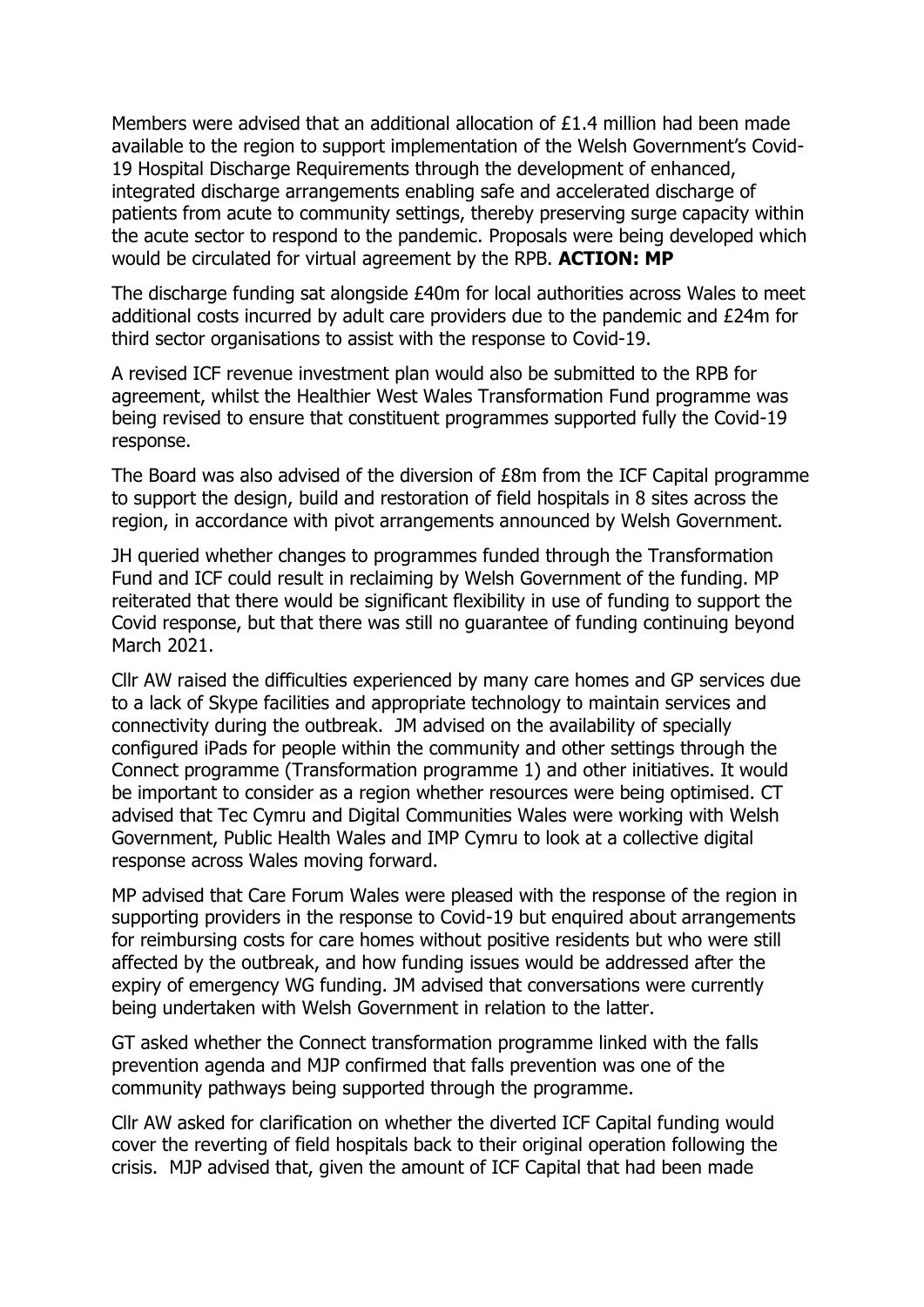Members were advised that an additional allocation of £1.4 million had been made available to the region to support implementation of the Welsh Government's Covid-19 Hospital Discharge Requirements through the development of enhanced, integrated discharge arrangements enabling safe and accelerated discharge of patients from acute to community settings, thereby preserving surge capacity within the acute sector to respond to the pandemic. Proposals were being developed which would be circulated for virtual agreement by the RPB. **ACTION: MP**

The discharge funding sat alongside £40m for local authorities across Wales to meet additional costs incurred by adult care providers due to the pandemic and £24m for third sector organisations to assist with the response to Covid-19.

A revised ICF revenue investment plan would also be submitted to the RPB for agreement, whilst the Healthier West Wales Transformation Fund programme was being revised to ensure that constituent programmes supported fully the Covid-19 response.

The Board was also advised of the diversion of £8m from the ICF Capital programme to support the design, build and restoration of field hospitals in 8 sites across the region, in accordance with pivot arrangements announced by Welsh Government.

JH queried whether changes to programmes funded through the Transformation Fund and ICF could result in reclaiming by Welsh Government of the funding. MP reiterated that there would be significant flexibility in use of funding to support the Covid response, but that there was still no guarantee of funding continuing beyond March 2021.

Cllr AW raised the difficulties experienced by many care homes and GP services due to a lack of Skype facilities and appropriate technology to maintain services and connectivity during the outbreak. JM advised on the availability of specially configured iPads for people within the community and other settings through the Connect programme (Transformation programme 1) and other initiatives. It would be important to consider as a region whether resources were being optimised. CT advised that Tec Cymru and Digital Communities Wales were working with Welsh Government, Public Health Wales and IMP Cymru to look at a collective digital response across Wales moving forward.

MP advised that Care Forum Wales were pleased with the response of the region in supporting providers in the response to Covid-19 but enquired about arrangements for reimbursing costs for care homes without positive residents but who were still affected by the outbreak, and how funding issues would be addressed after the expiry of emergency WG funding. JM advised that conversations were currently being undertaken with Welsh Government in relation to the latter.

GT asked whether the Connect transformation programme linked with the falls prevention agenda and MJP confirmed that falls prevention was one of the community pathways being supported through the programme.

Cllr AW asked for clarification on whether the diverted ICF Capital funding would cover the reverting of field hospitals back to their original operation following the crisis. MJP advised that, given the amount of ICF Capital that had been made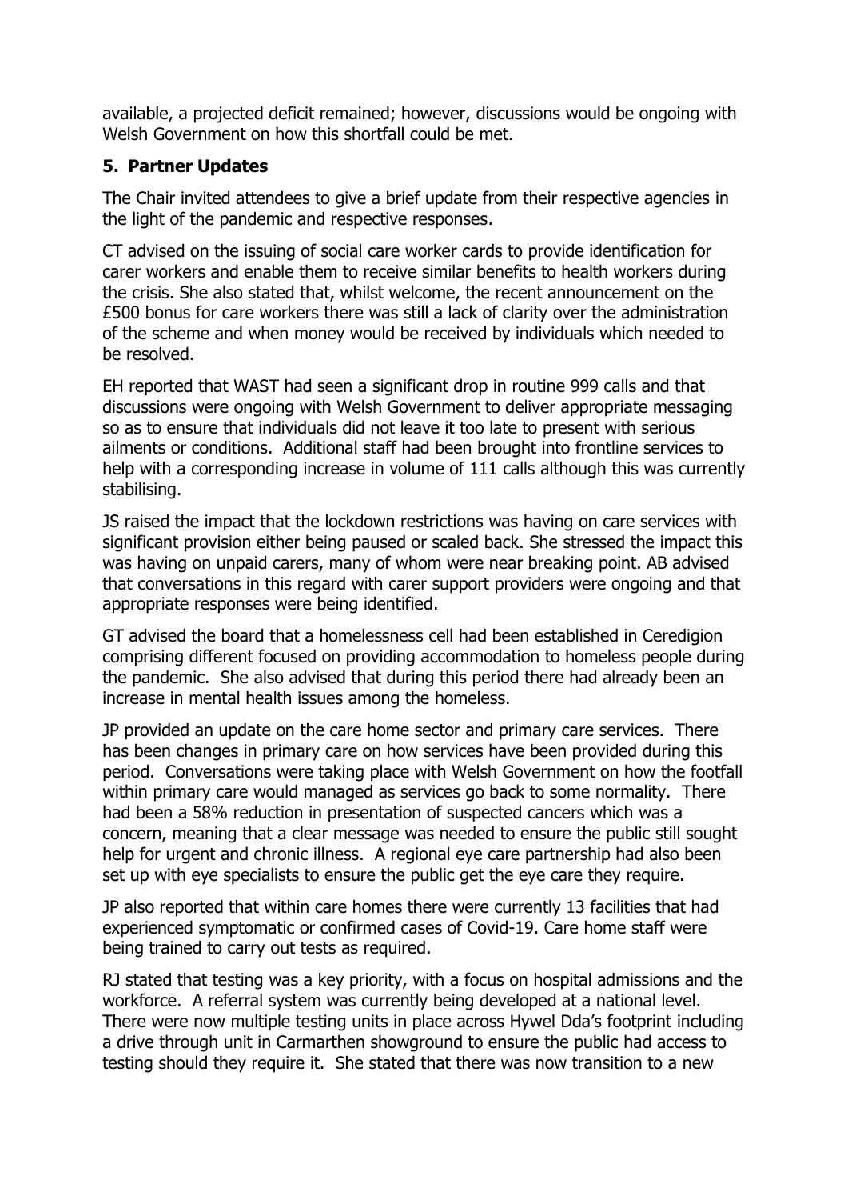available, a projected deficit remained; however, discussions would be ongoing with Welsh Government on how this shortfall could be met.

## 5. Partner Updates

The Chair invited attendees to give a brief update from their respective agencies in the light of the pandemic and respective responses.

CT advised on the issuing of social care worker cards to provide identification for carer workers and enable them to receive similar benefits to health workers during the crisis. She also stated that, whilst welcome, the recent announcement on the £500 bonus for care workers there was still a lack of clarity over the administration of the scheme and when money would be received by individuals which needed to be resolved.

EH reported that WAST had seen a significant drop in routine 999 calls and that discussions were ongoing with Welsh Government to deliver appropriate messaging so as to ensure that individuals did not leave it too late to present with serious ailments or conditions. Additional staff had been brought into frontline services to help with a corresponding increase in volume of 111 calls although this was currently stabilising.

JS raised the impact that the lockdown restrictions was having on care services with significant provision either being paused or scaled back. She stressed the impact this was having on unpaid carers, many of whom were near breaking point. AB advised that conversations in this regard with carer support providers were ongoing and that appropriate responses were being identified.

GT advised the board that a homelessness cell had been established in Ceredigion comprising different focused on providing accommodation to homeless people during the pandemic. She also advised that during this period there had already been an increase in mental health issues among the homeless.

JP provided an update on the care home sector and primary care services. There has been changes in primary care on how services have been provided during this period. Conversations were taking place with Welsh Government on how the footfall within primary care would managed as services go back to some normality. There had been a 58% reduction in presentation of suspected cancers which was a concern, meaning that a clear message was needed to ensure the public still sought help for urgent and chronic illness. A regional eye care partnership had also been set up with eye specialists to ensure the public get the eye care they require.

JP also reported that within care homes there were currently 13 facilities that had experienced symptomatic or confirmed cases of Covid-19. Care home staff were being trained to carry out tests as required.

RJ stated that testing was a key priority, with a focus on hospital admissions and the workforce. A referral system was currently being developed at a national level. There were now multiple testing units in place across Hywel Dda's footprint including a drive through unit in Carmarthen showground to ensure the public had access to testing should they require it. She stated that there was now transition to a new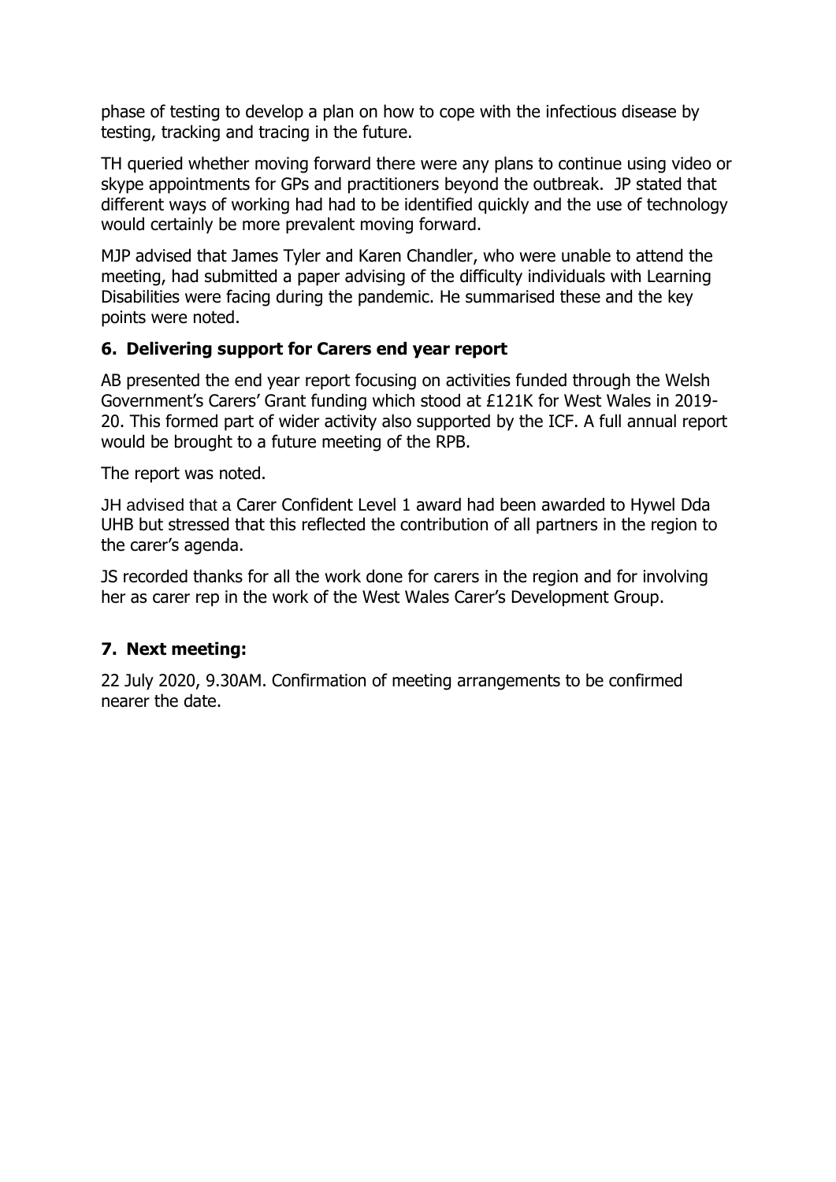phase of testing to develop a plan on how to cope with the infectious disease by testing, tracking and tracing in the future.

TH queried whether moving forward there were any plans to continue using video or skype appointments for GPs and practitioners beyond the outbreak. JP stated that different ways of working had had to be identified quickly and the use of technology would certainly be more prevalent moving forward.

MJP advised that James Tyler and Karen Chandler, who were unable to attend the meeting, had submitted a paper advising of the difficulty individuals with Learning Disabilities were facing during the pandemic. He summarised these and the key points were noted.

### 6. Delivering support for Carers end year report

AB presented the end year report focusing on activities funded through the Welsh Government's Carers' Grant funding which stood at £121K for West Wales in 2019-20. This formed part of wider activity also supported by the ICF. A full annual report would be brought to a future meeting of the RPB.

The report was noted.

JH advised that a Carer Confident Level 1 award had been awarded to Hywel Dda UHB but stressed that this reflected the contribution of all partners in the region to the carer's agenda.

JS recorded thanks for all the work done for carers in the region and for involving her as carer rep in the work of the West Wales Carer's Development Group.

### 7. Next meeting:

22 July 2020, 9.30AM. Confirmation of meeting arrangements to be confirmed nearer the date.